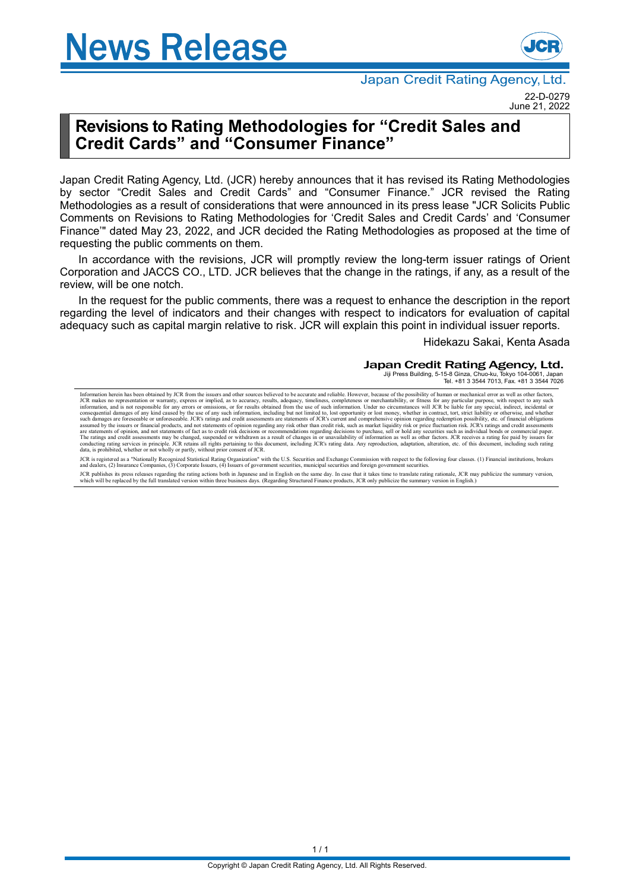# News Release

Japan Credit Rating Agency, Ltd.

22-D-0279
June 21, 2022

## Revisions to Rating Methodologies for "Credit Sales and Credit Cards" and "Consumer Finance"

Japan Credit Rating Agency, Ltd. (JCR) hereby announces that it has revised its Rating Methodologies by sector "Credit Sales and Credit Cards" and "Consumer Finance." JCR revised the Rating Methodologies as a result of considerations that were announced in its press lease "JCR Solicits Public Comments on Revisions to Rating Methodologies for 'Credit Sales and Credit Cards' and 'Consumer Finance'" dated May 23, 2022, and JCR decided the Rating Methodologies as proposed at the time of requesting the public comments on them.

In accordance with the revisions, JCR will promptly review the long-term issuer ratings of Orient Corporation and JACCS CO., LTD. JCR believes that the change in the ratings, if any, as a result of the review, will be one notch.

In the request for the public comments, there was a request to enhance the description in the report regarding the level of indicators and their changes with respect to indicators for evaluation of capital adequacy such as capital margin relative to risk. JCR will explain this point in individual issuer reports.

Hidekazu Sakai, Kenta Asada

**Japan Credit Rating Agency, Ltd.**
Jiji Press Building, 5-15-8 Ginza, Chuo-ku, Tokyo 104-0061, Japan
Tel. +81 3 3544 7013, Fax. +81 3 3544 7026

Information herein has been obtained by JCR from the issuers and other sources believed to be accurate and reliable. However, because of the possibility of human or mechanical error as well as other factors, JCR makes no representation or warranty, express or implied, as to accuracy, results, adequacy, timeliness, completeness or merchantability, or fitness for any particular purpose, with respect to any such information, and is not responsible for any errors or omissions, or for results obtained from the use of such information. Under no circumstances will JCR be liable for any special, indirect, incidental or consequential damages of any kind caused by the use of any such information, including but not limited to, lost opportunity or lost money, whether in contract, tort, strict liability or otherwise, and whether such damages are foreseeable or unforeseeable. JCR's ratings and credit assessments are statements of JCR's current and comprehensive opinion regarding redemption possibility, etc. of financial obligations assumed by the issuers or financial products, and not statements of opinion regarding any risk other than credit risk, such as market liquidity risk or price fluctuation risk. JCR's ratings and credit assessments are statements of opinion, and not statements of fact as to credit risk decisions or recommendations regarding decisions to purchase, sell or hold any securities such as individual bonds or commercial paper. The ratings and credit assessments may be changed, suspended or withdrawn as a result of changes in or unavailability of information as well as other factors. JCR receives a rating fee paid by issuers for conducting rating services in principle. JCR retains all rights pertaining to this document, including JCR's rating data. Any reproduction, adaptation, alteration, etc. of this document, including such rating data, is prohibited, whether or not wholly or partly, without prior consent of JCR.

JCR is registered as a "Nationally Recognized Statistical Rating Organization" with the U.S. Securities and Exchange Commission with respect to the following four classes. (1) Financial institutions, brokers and dealers, (2) Insurance Companies, (3) Corporate Issuers, (4) Issuers of government securities, municipal securities and foreign government securities.

JCR publishes its press releases regarding the rating actions both in Japanese and in English on the same day. In case that it takes time to translate rating rationale, JCR may publicize the summary version, which will be replaced by the full translated version within three business days. (Regarding Structured Finance products, JCR only publicize the summary version in English.)

Copyright © Japan Credit Rating Agency, Ltd. All Rights Reserved.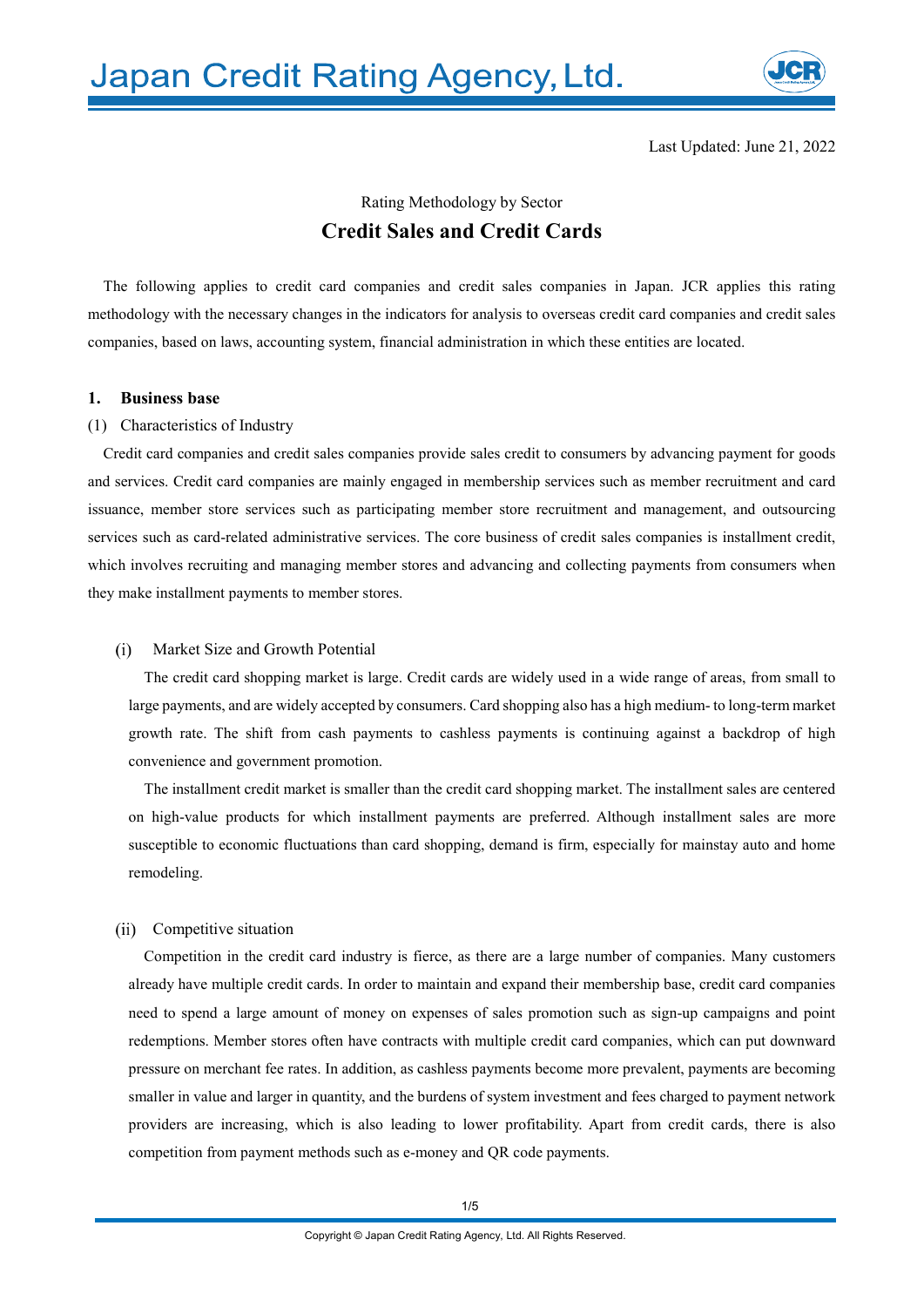Last Updated: June 21, 2022

Rating Methodology by Sector

# Credit Sales and Credit Cards

The following applies to credit card companies and credit sales companies in Japan. JCR applies this rating methodology with the necessary changes in the indicators for analysis to overseas credit card companies and credit sales companies, based on laws, accounting system, financial administration in which these entities are located.

## 1. Business base

### (1) Characteristics of Industry

Credit card companies and credit sales companies provide sales credit to consumers by advancing payment for goods and services. Credit card companies are mainly engaged in membership services such as member recruitment and card issuance, member store services such as participating member store recruitment and management, and outsourcing services such as card-related administrative services. The core business of credit sales companies is installment credit, which involves recruiting and managing member stores and advancing and collecting payments from consumers when they make installment payments to member stores.

#### (i) Market Size and Growth Potential

The credit card shopping market is large. Credit cards are widely used in a wide range of areas, from small to large payments, and are widely accepted by consumers. Card shopping also has a high medium- to long-term market growth rate. The shift from cash payments to cashless payments is continuing against a backdrop of high convenience and government promotion.

The installment credit market is smaller than the credit card shopping market. The installment sales are centered on high-value products for which installment payments are preferred. Although installment sales are more susceptible to economic fluctuations than card shopping, demand is firm, especially for mainstay auto and home remodeling.

#### (ii) Competitive situation

Competition in the credit card industry is fierce, as there are a large number of companies. Many customers already have multiple credit cards. In order to maintain and expand their membership base, credit card companies need to spend a large amount of money on expenses of sales promotion such as sign-up campaigns and point redemptions. Member stores often have contracts with multiple credit card companies, which can put downward pressure on merchant fee rates. In addition, as cashless payments become more prevalent, payments are becoming smaller in value and larger in quantity, and the burdens of system investment and fees charged to payment network providers are increasing, which is also leading to lower profitability. Apart from credit cards, there is also competition from payment methods such as e-money and QR code payments.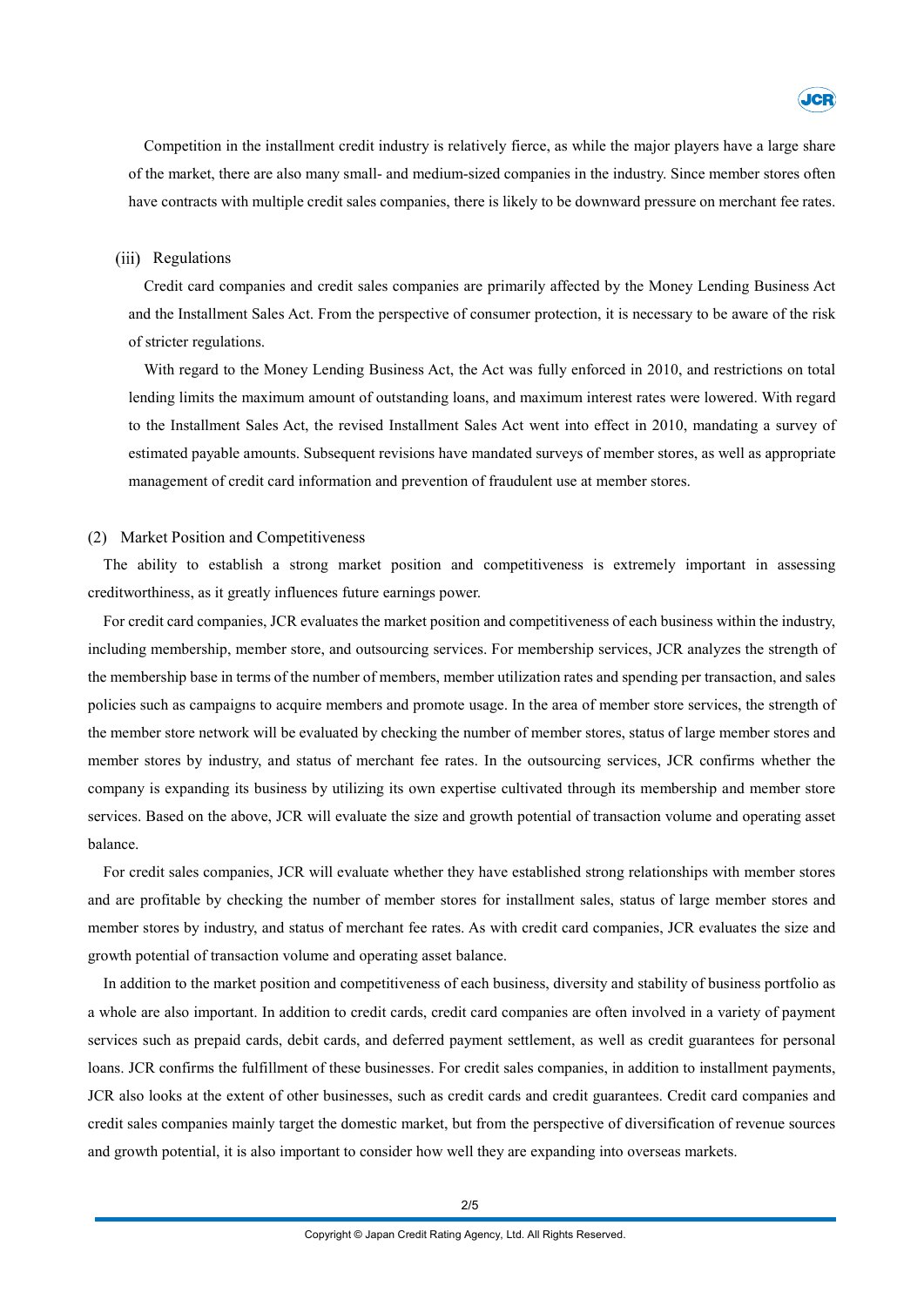Competition in the installment credit industry is relatively fierce, as while the major players have a large share of the market, there are also many small- and medium-sized companies in the industry. Since member stores often have contracts with multiple credit sales companies, there is likely to be downward pressure on merchant fee rates.

### (iii) Regulations

Credit card companies and credit sales companies are primarily affected by the Money Lending Business Act and the Installment Sales Act. From the perspective of consumer protection, it is necessary to be aware of the risk of stricter regulations.

With regard to the Money Lending Business Act, the Act was fully enforced in 2010, and restrictions on total lending limits the maximum amount of outstanding loans, and maximum interest rates were lowered. With regard to the Installment Sales Act, the revised Installment Sales Act went into effect in 2010, mandating a survey of estimated payable amounts. Subsequent revisions have mandated surveys of member stores, as well as appropriate management of credit card information and prevention of fraudulent use at member stores.

## (2) Market Position and Competitiveness

The ability to establish a strong market position and competitiveness is extremely important in assessing creditworthiness, as it greatly influences future earnings power.

For credit card companies, JCR evaluates the market position and competitiveness of each business within the industry, including membership, member store, and outsourcing services. For membership services, JCR analyzes the strength of the membership base in terms of the number of members, member utilization rates and spending per transaction, and sales policies such as campaigns to acquire members and promote usage. In the area of member store services, the strength of the member store network will be evaluated by checking the number of member stores, status of large member stores and member stores by industry, and status of merchant fee rates. In the outsourcing services, JCR confirms whether the company is expanding its business by utilizing its own expertise cultivated through its membership and member store services. Based on the above, JCR will evaluate the size and growth potential of transaction volume and operating asset balance.

For credit sales companies, JCR will evaluate whether they have established strong relationships with member stores and are profitable by checking the number of member stores for installment sales, status of large member stores and member stores by industry, and status of merchant fee rates. As with credit card companies, JCR evaluates the size and growth potential of transaction volume and operating asset balance.

In addition to the market position and competitiveness of each business, diversity and stability of business portfolio as a whole are also important. In addition to credit cards, credit card companies are often involved in a variety of payment services such as prepaid cards, debit cards, and deferred payment settlement, as well as credit guarantees for personal loans. JCR confirms the fulfillment of these businesses. For credit sales companies, in addition to installment payments, JCR also looks at the extent of other businesses, such as credit cards and credit guarantees. Credit card companies and credit sales companies mainly target the domestic market, but from the perspective of diversification of revenue sources and growth potential, it is also important to consider how well they are expanding into overseas markets.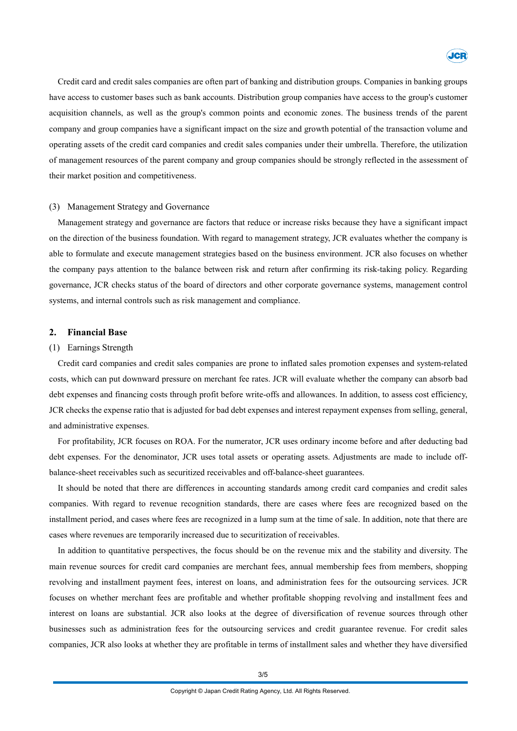Credit card and credit sales companies are often part of banking and distribution groups. Companies in banking groups have access to customer bases such as bank accounts. Distribution group companies have access to the group's customer acquisition channels, as well as the group's common points and economic zones. The business trends of the parent company and group companies have a significant impact on the size and growth potential of the transaction volume and operating assets of the credit card companies and credit sales companies under their umbrella. Therefore, the utilization of management resources of the parent company and group companies should be strongly reflected in the assessment of their market position and competitiveness.

### (3) Management Strategy and Governance

Management strategy and governance are factors that reduce or increase risks because they have a significant impact on the direction of the business foundation. With regard to management strategy, JCR evaluates whether the company is able to formulate and execute management strategies based on the business environment. JCR also focuses on whether the company pays attention to the balance between risk and return after confirming its risk-taking policy. Regarding governance, JCR checks status of the board of directors and other corporate governance systems, management control systems, and internal controls such as risk management and compliance.

## 2. Financial Base

### (1) Earnings Strength

Credit card companies and credit sales companies are prone to inflated sales promotion expenses and system-related costs, which can put downward pressure on merchant fee rates. JCR will evaluate whether the company can absorb bad debt expenses and financing costs through profit before write-offs and allowances. In addition, to assess cost efficiency, JCR checks the expense ratio that is adjusted for bad debt expenses and interest repayment expenses from selling, general, and administrative expenses.

For profitability, JCR focuses on ROA. For the numerator, JCR uses ordinary income before and after deducting bad debt expenses. For the denominator, JCR uses total assets or operating assets. Adjustments are made to include off-balance-sheet receivables such as securitized receivables and off-balance-sheet guarantees.

It should be noted that there are differences in accounting standards among credit card companies and credit sales companies. With regard to revenue recognition standards, there are cases where fees are recognized based on the installment period, and cases where fees are recognized in a lump sum at the time of sale. In addition, note that there are cases where revenues are temporarily increased due to securitization of receivables.

In addition to quantitative perspectives, the focus should be on the revenue mix and the stability and diversity. The main revenue sources for credit card companies are merchant fees, annual membership fees from members, shopping revolving and installment payment fees, interest on loans, and administration fees for the outsourcing services. JCR focuses on whether merchant fees are profitable and whether profitable shopping revolving and installment fees and interest on loans are substantial. JCR also looks at the degree of diversification of revenue sources through other businesses such as administration fees for the outsourcing services and credit guarantee revenue. For credit sales companies, JCR also looks at whether they are profitable in terms of installment sales and whether they have diversified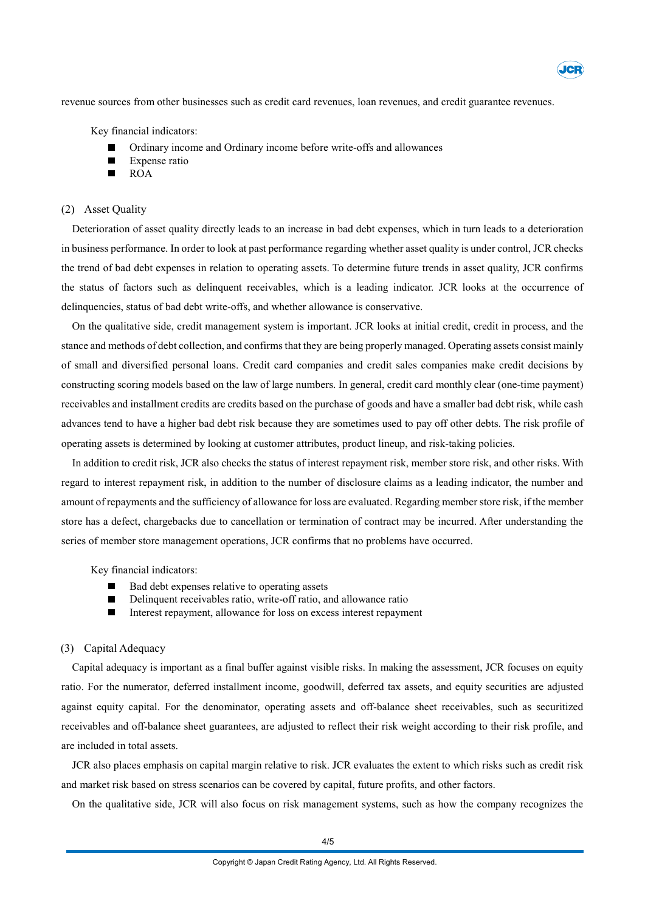revenue sources from other businesses such as credit card revenues, loan revenues, and credit guarantee revenues.

Key financial indicators:

- Ordinary income and Ordinary income before write-offs and allowances
- Expense ratio
- ROA

(2) Asset Quality

Deterioration of asset quality directly leads to an increase in bad debt expenses, which in turn leads to a deterioration in business performance. In order to look at past performance regarding whether asset quality is under control, JCR checks the trend of bad debt expenses in relation to operating assets. To determine future trends in asset quality, JCR confirms the status of factors such as delinquent receivables, which is a leading indicator. JCR looks at the occurrence of delinquencies, status of bad debt write-offs, and whether allowance is conservative.

On the qualitative side, credit management system is important. JCR looks at initial credit, credit in process, and the stance and methods of debt collection, and confirms that they are being properly managed. Operating assets consist mainly of small and diversified personal loans. Credit card companies and credit sales companies make credit decisions by constructing scoring models based on the law of large numbers. In general, credit card monthly clear (one-time payment) receivables and installment credits are credits based on the purchase of goods and have a smaller bad debt risk, while cash advances tend to have a higher bad debt risk because they are sometimes used to pay off other debts. The risk profile of operating assets is determined by looking at customer attributes, product lineup, and risk-taking policies.

In addition to credit risk, JCR also checks the status of interest repayment risk, member store risk, and other risks. With regard to interest repayment risk, in addition to the number of disclosure claims as a leading indicator, the number and amount of repayments and the sufficiency of allowance for loss are evaluated. Regarding member store risk, if the member store has a defect, chargebacks due to cancellation or termination of contract may be incurred. After understanding the series of member store management operations, JCR confirms that no problems have occurred.

Key financial indicators:

- Bad debt expenses relative to operating assets
- Delinquent receivables ratio, write-off ratio, and allowance ratio
- Interest repayment, allowance for loss on excess interest repayment

(3) Capital Adequacy

Capital adequacy is important as a final buffer against visible risks. In making the assessment, JCR focuses on equity ratio. For the numerator, deferred installment income, goodwill, deferred tax assets, and equity securities are adjusted against equity capital. For the denominator, operating assets and off-balance sheet receivables, such as securitized receivables and off-balance sheet guarantees, are adjusted to reflect their risk weight according to their risk profile, and are included in total assets.

JCR also places emphasis on capital margin relative to risk. JCR evaluates the extent to which risks such as credit risk and market risk based on stress scenarios can be covered by capital, future profits, and other factors.

On the qualitative side, JCR will also focus on risk management systems, such as how the company recognizes the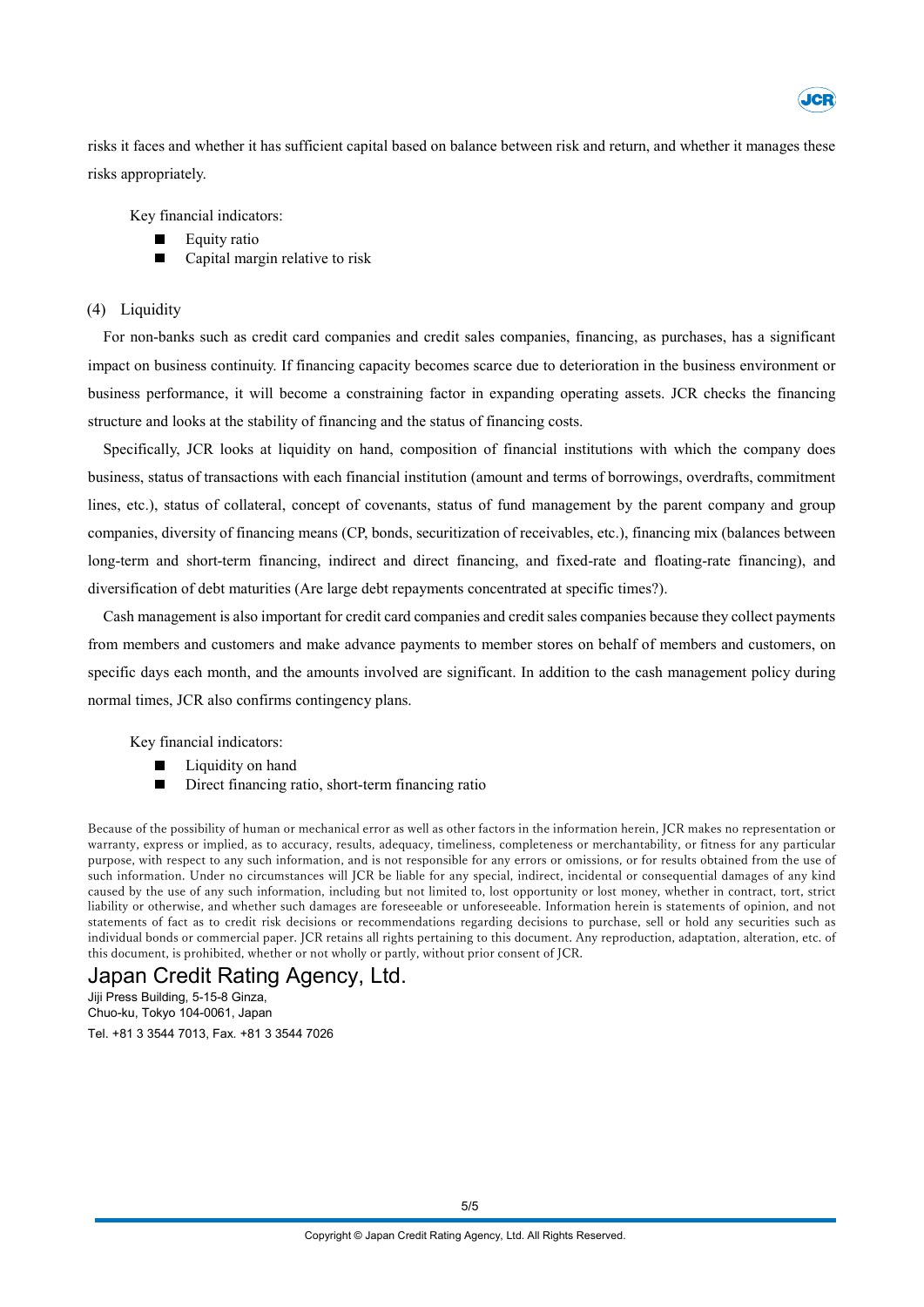risks it faces and whether it has sufficient capital based on balance between risk and return, and whether it manages these risks appropriately.

Key financial indicators:

- Equity ratio
- Capital margin relative to risk

### (4) Liquidity

For non-banks such as credit card companies and credit sales companies, financing, as purchases, has a significant impact on business continuity. If financing capacity becomes scarce due to deterioration in the business environment or business performance, it will become a constraining factor in expanding operating assets. JCR checks the financing structure and looks at the stability of financing and the status of financing costs.

Specifically, JCR looks at liquidity on hand, composition of financial institutions with which the company does business, status of transactions with each financial institution (amount and terms of borrowings, overdrafts, commitment lines, etc.), status of collateral, concept of covenants, status of fund management by the parent company and group companies, diversity of financing means (CP, bonds, securitization of receivables, etc.), financing mix (balances between long-term and short-term financing, indirect and direct financing, and fixed-rate and floating-rate financing), and diversification of debt maturities (Are large debt repayments concentrated at specific times?).

Cash management is also important for credit card companies and credit sales companies because they collect payments from members and customers and make advance payments to member stores on behalf of members and customers, on specific days each month, and the amounts involved are significant. In addition to the cash management policy during normal times, JCR also confirms contingency plans.

Key financial indicators:

- Liquidity on hand
- Direct financing ratio, short-term financing ratio

Because of the possibility of human or mechanical error as well as other factors in the information herein, JCR makes no representation or warranty, express or implied, as to accuracy, results, adequacy, timeliness, completeness or merchantability, or fitness for any particular purpose, with respect to any such information, and is not responsible for any errors or omissions, or for results obtained from the use of such information. Under no circumstances will JCR be liable for any special, indirect, incidental or consequential damages of any kind caused by the use of any such information, including but not limited to, lost opportunity or lost money, whether in contract, tort, strict liability or otherwise, and whether such damages are foreseeable or unforeseeable. Information herein is statements of opinion, and not statements of fact as to credit risk decisions or recommendations regarding decisions to purchase, sell or hold any securities such as individual bonds or commercial paper. JCR retains all rights pertaining to this document. Any reproduction, adaptation, alteration, etc. of this document, is prohibited, whether or not wholly or partly, without prior consent of JCR.

## Japan Credit Rating Agency, Ltd.

Jiji Press Building, 5-15-8 Ginza,
Chuo-ku, Tokyo 104-0061, Japan
Tel. +81 3 3544 7013, Fax. +81 3 3544 7026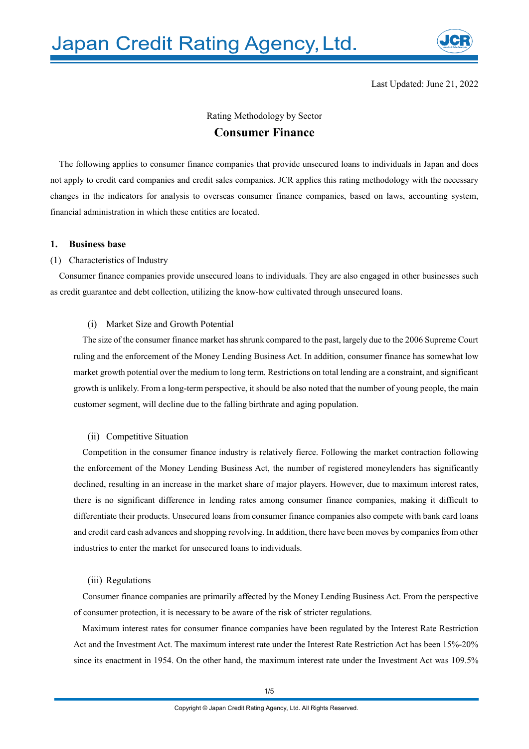Last Updated: June 21, 2022

Rating Methodology by Sector

# Consumer Finance

The following applies to consumer finance companies that provide unsecured loans to individuals in Japan and does not apply to credit card companies and credit sales companies. JCR applies this rating methodology with the necessary changes in the indicators for analysis to overseas consumer finance companies, based on laws, accounting system, financial administration in which these entities are located.

## 1. Business base

### (1) Characteristics of Industry

Consumer finance companies provide unsecured loans to individuals. They are also engaged in other businesses such as credit guarantee and debt collection, utilizing the know-how cultivated through unsecured loans.

#### (i) Market Size and Growth Potential

The size of the consumer finance market has shrunk compared to the past, largely due to the 2006 Supreme Court ruling and the enforcement of the Money Lending Business Act. In addition, consumer finance has somewhat low market growth potential over the medium to long term. Restrictions on total lending are a constraint, and significant growth is unlikely. From a long-term perspective, it should be also noted that the number of young people, the main customer segment, will decline due to the falling birthrate and aging population.

#### (ii) Competitive Situation

Competition in the consumer finance industry is relatively fierce. Following the market contraction following the enforcement of the Money Lending Business Act, the number of registered moneylenders has significantly declined, resulting in an increase in the market share of major players. However, due to maximum interest rates, there is no significant difference in lending rates among consumer finance companies, making it difficult to differentiate their products. Unsecured loans from consumer finance companies also compete with bank card loans and credit card cash advances and shopping revolving. In addition, there have been moves by companies from other industries to enter the market for unsecured loans to individuals.

#### (iii) Regulations

Consumer finance companies are primarily affected by the Money Lending Business Act. From the perspective of consumer protection, it is necessary to be aware of the risk of stricter regulations.

Maximum interest rates for consumer finance companies have been regulated by the Interest Rate Restriction Act and the Investment Act. The maximum interest rate under the Interest Rate Restriction Act has been 15%-20% since its enactment in 1954. On the other hand, the maximum interest rate under the Investment Act was 109.5%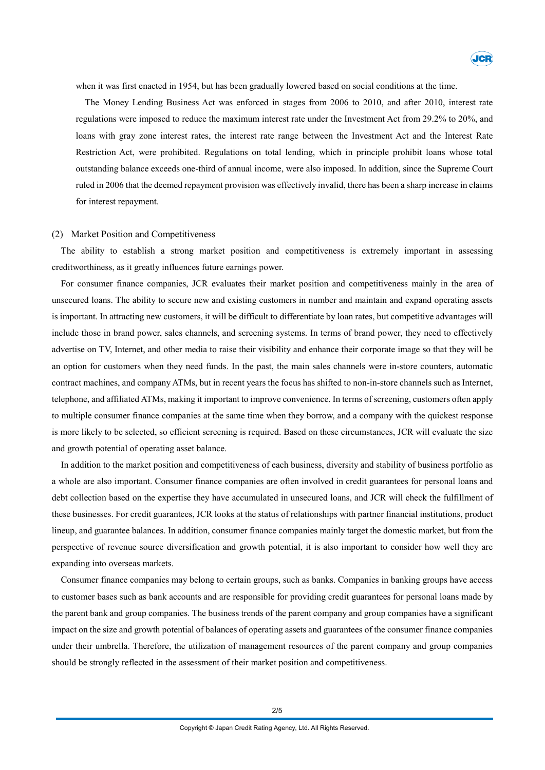when it was first enacted in 1954, but has been gradually lowered based on social conditions at the time.

The Money Lending Business Act was enforced in stages from 2006 to 2010, and after 2010, interest rate regulations were imposed to reduce the maximum interest rate under the Investment Act from 29.2% to 20%, and loans with gray zone interest rates, the interest rate range between the Investment Act and the Interest Rate Restriction Act, were prohibited. Regulations on total lending, which in principle prohibit loans whose total outstanding balance exceeds one-third of annual income, were also imposed. In addition, since the Supreme Court ruled in 2006 that the deemed repayment provision was effectively invalid, there has been a sharp increase in claims for interest repayment.

### (2) Market Position and Competitiveness

The ability to establish a strong market position and competitiveness is extremely important in assessing creditworthiness, as it greatly influences future earnings power.

For consumer finance companies, JCR evaluates their market position and competitiveness mainly in the area of unsecured loans. The ability to secure new and existing customers in number and maintain and expand operating assets is important. In attracting new customers, it will be difficult to differentiate by loan rates, but competitive advantages will include those in brand power, sales channels, and screening systems. In terms of brand power, they need to effectively advertise on TV, Internet, and other media to raise their visibility and enhance their corporate image so that they will be an option for customers when they need funds. In the past, the main sales channels were in-store counters, automatic contract machines, and company ATMs, but in recent years the focus has shifted to non-in-store channels such as Internet, telephone, and affiliated ATMs, making it important to improve convenience. In terms of screening, customers often apply to multiple consumer finance companies at the same time when they borrow, and a company with the quickest response is more likely to be selected, so efficient screening is required. Based on these circumstances, JCR will evaluate the size and growth potential of operating asset balance.

In addition to the market position and competitiveness of each business, diversity and stability of business portfolio as a whole are also important. Consumer finance companies are often involved in credit guarantees for personal loans and debt collection based on the expertise they have accumulated in unsecured loans, and JCR will check the fulfillment of these businesses. For credit guarantees, JCR looks at the status of relationships with partner financial institutions, product lineup, and guarantee balances. In addition, consumer finance companies mainly target the domestic market, but from the perspective of revenue source diversification and growth potential, it is also important to consider how well they are expanding into overseas markets.

Consumer finance companies may belong to certain groups, such as banks. Companies in banking groups have access to customer bases such as bank accounts and are responsible for providing credit guarantees for personal loans made by the parent bank and group companies. The business trends of the parent company and group companies have a significant impact on the size and growth potential of balances of operating assets and guarantees of the consumer finance companies under their umbrella. Therefore, the utilization of management resources of the parent company and group companies should be strongly reflected in the assessment of their market position and competitiveness.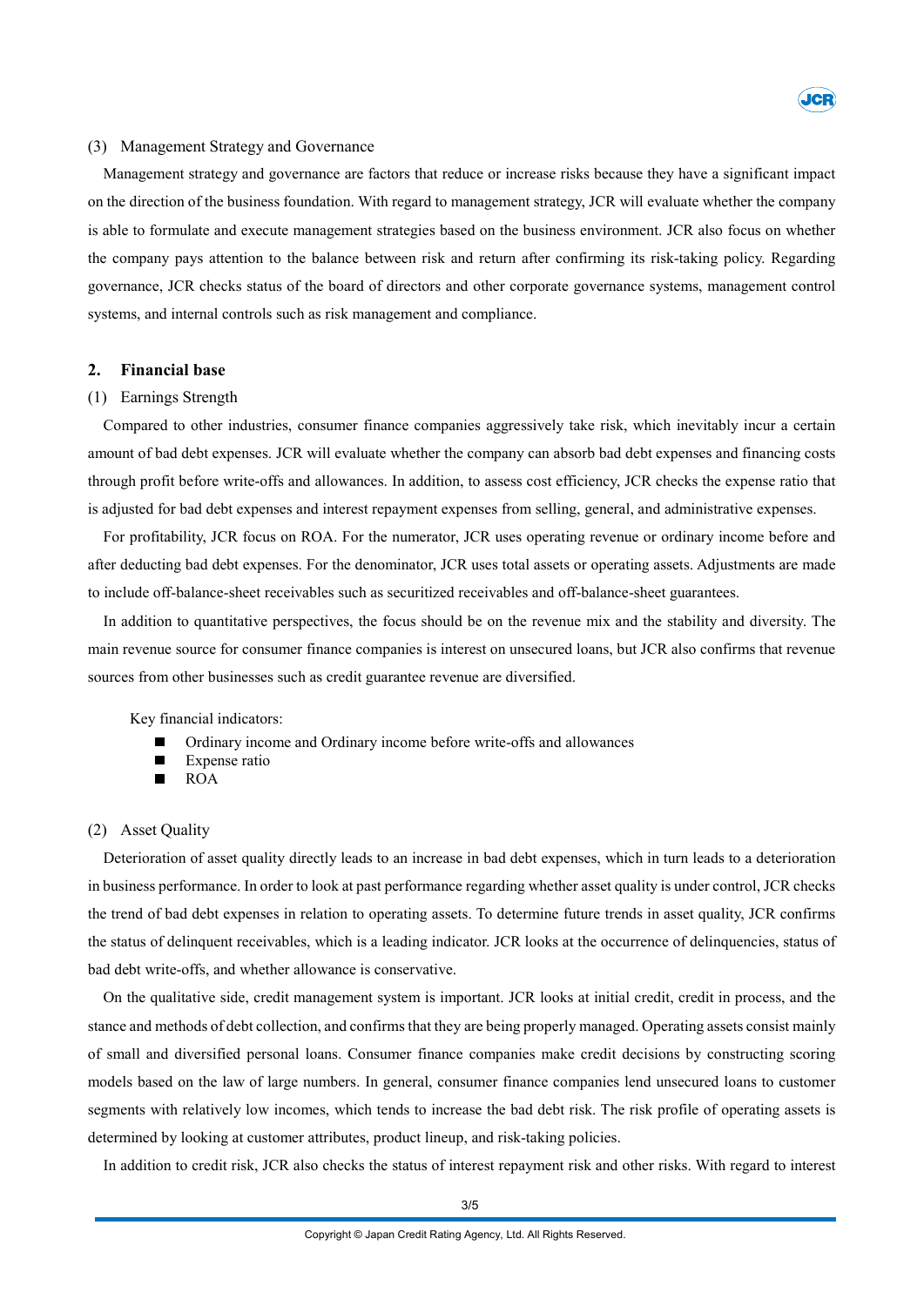(3) Management Strategy and Governance

Management strategy and governance are factors that reduce or increase risks because they have a significant impact on the direction of the business foundation. With regard to management strategy, JCR will evaluate whether the company is able to formulate and execute management strategies based on the business environment. JCR also focus on whether the company pays attention to the balance between risk and return after confirming its risk-taking policy. Regarding governance, JCR checks status of the board of directors and other corporate governance systems, management control systems, and internal controls such as risk management and compliance.

## 2. Financial base

(1) Earnings Strength

Compared to other industries, consumer finance companies aggressively take risk, which inevitably incur a certain amount of bad debt expenses. JCR will evaluate whether the company can absorb bad debt expenses and financing costs through profit before write-offs and allowances. In addition, to assess cost efficiency, JCR checks the expense ratio that is adjusted for bad debt expenses and interest repayment expenses from selling, general, and administrative expenses.

For profitability, JCR focus on ROA. For the numerator, JCR uses operating revenue or ordinary income before and after deducting bad debt expenses. For the denominator, JCR uses total assets or operating assets. Adjustments are made to include off-balance-sheet receivables such as securitized receivables and off-balance-sheet guarantees.

In addition to quantitative perspectives, the focus should be on the revenue mix and the stability and diversity. The main revenue source for consumer finance companies is interest on unsecured loans, but JCR also confirms that revenue sources from other businesses such as credit guarantee revenue are diversified.

Key financial indicators:

- Ordinary income and Ordinary income before write-offs and allowances
- Expense ratio
- ROA

(2) Asset Quality

Deterioration of asset quality directly leads to an increase in bad debt expenses, which in turn leads to a deterioration in business performance. In order to look at past performance regarding whether asset quality is under control, JCR checks the trend of bad debt expenses in relation to operating assets. To determine future trends in asset quality, JCR confirms the status of delinquent receivables, which is a leading indicator. JCR looks at the occurrence of delinquencies, status of bad debt write-offs, and whether allowance is conservative.

On the qualitative side, credit management system is important. JCR looks at initial credit, credit in process, and the stance and methods of debt collection, and confirms that they are being properly managed. Operating assets consist mainly of small and diversified personal loans. Consumer finance companies make credit decisions by constructing scoring models based on the law of large numbers. In general, consumer finance companies lend unsecured loans to customer segments with relatively low incomes, which tends to increase the bad debt risk. The risk profile of operating assets is determined by looking at customer attributes, product lineup, and risk-taking policies.

In addition to credit risk, JCR also checks the status of interest repayment risk and other risks. With regard to interest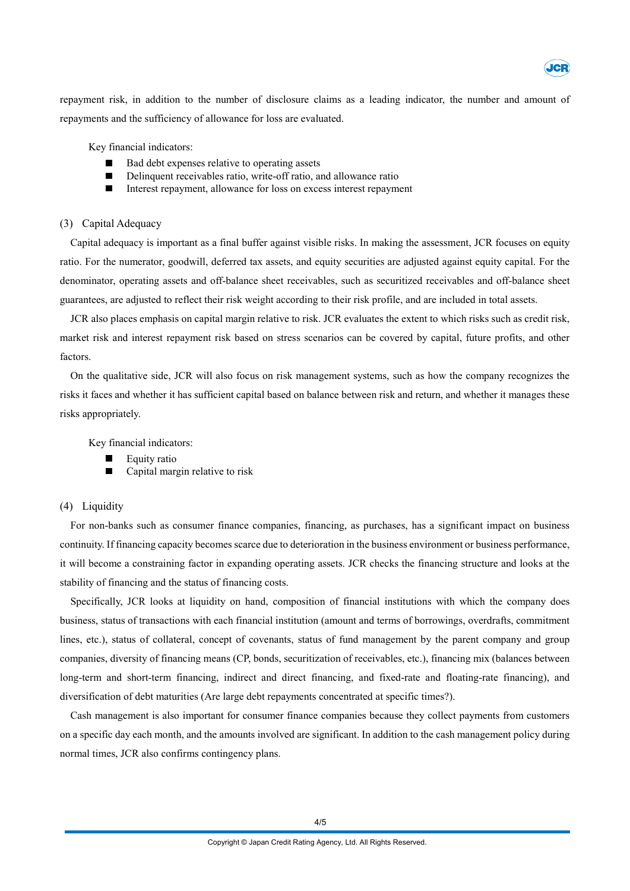repayment risk, in addition to the number of disclosure claims as a leading indicator, the number and amount of repayments and the sufficiency of allowance for loss are evaluated.

Key financial indicators:

- Bad debt expenses relative to operating assets
- Delinquent receivables ratio, write-off ratio, and allowance ratio
- Interest repayment, allowance for loss on excess interest repayment

### (3) Capital Adequacy

Capital adequacy is important as a final buffer against visible risks. In making the assessment, JCR focuses on equity ratio. For the numerator, goodwill, deferred tax assets, and equity securities are adjusted against equity capital. For the denominator, operating assets and off-balance sheet receivables, such as securitized receivables and off-balance sheet guarantees, are adjusted to reflect their risk weight according to their risk profile, and are included in total assets.

JCR also places emphasis on capital margin relative to risk. JCR evaluates the extent to which risks such as credit risk, market risk and interest repayment risk based on stress scenarios can be covered by capital, future profits, and other factors.

On the qualitative side, JCR will also focus on risk management systems, such as how the company recognizes the risks it faces and whether it has sufficient capital based on balance between risk and return, and whether it manages these risks appropriately.

Key financial indicators:

- Equity ratio
- Capital margin relative to risk

### (4) Liquidity

For non-banks such as consumer finance companies, financing, as purchases, has a significant impact on business continuity. If financing capacity becomes scarce due to deterioration in the business environment or business performance, it will become a constraining factor in expanding operating assets. JCR checks the financing structure and looks at the stability of financing and the status of financing costs.

Specifically, JCR looks at liquidity on hand, composition of financial institutions with which the company does business, status of transactions with each financial institution (amount and terms of borrowings, overdrafts, commitment lines, etc.), status of collateral, concept of covenants, status of fund management by the parent company and group companies, diversity of financing means (CP, bonds, securitization of receivables, etc.), financing mix (balances between long-term and short-term financing, indirect and direct financing, and fixed-rate and floating-rate financing), and diversification of debt maturities (Are large debt repayments concentrated at specific times?).

Cash management is also important for consumer finance companies because they collect payments from customers on a specific day each month, and the amounts involved are significant. In addition to the cash management policy during normal times, JCR also confirms contingency plans.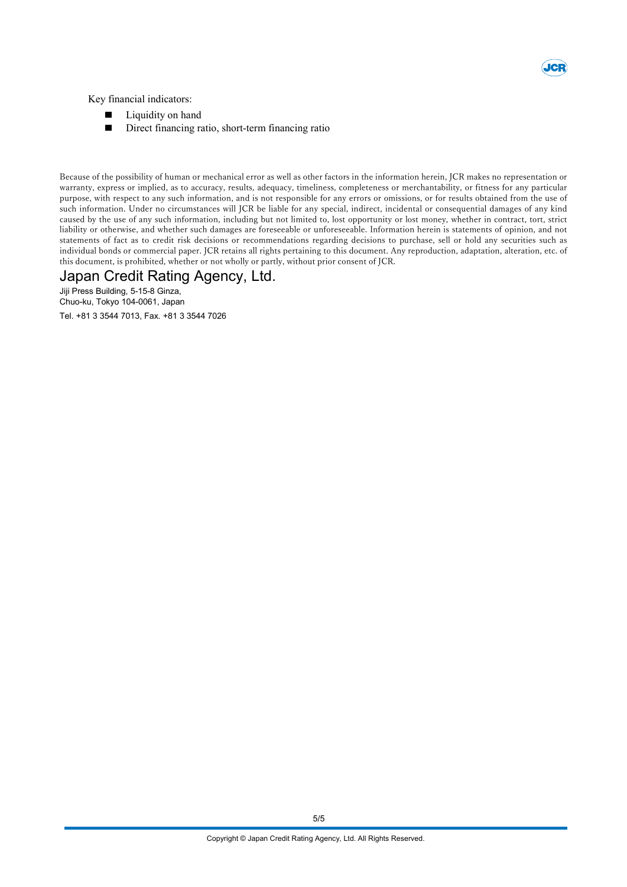Key financial indicators:

- Liquidity on hand
- Direct financing ratio, short-term financing ratio

Because of the possibility of human or mechanical error as well as other factors in the information herein, JCR makes no representation or warranty, express or implied, as to accuracy, results, adequacy, timeliness, completeness or merchantability, or fitness for any particular purpose, with respect to any such information, and is not responsible for any errors or omissions, or for results obtained from the use of such information. Under no circumstances will JCR be liable for any special, indirect, incidental or consequential damages of any kind caused by the use of any such information, including but not limited to, lost opportunity or lost money, whether in contract, tort, strict liability or otherwise, and whether such damages are foreseeable or unforeseeable. Information herein is statements of opinion, and not statements of fact as to credit risk decisions or recommendations regarding decisions to purchase, sell or hold any securities such as individual bonds or commercial paper. JCR retains all rights pertaining to this document. Any reproduction, adaptation, alteration, etc. of this document, is prohibited, whether or not wholly or partly, without prior consent of JCR.

## Japan Credit Rating Agency, Ltd.

Jiji Press Building, 5-15-8 Ginza,
Chuo-ku, Tokyo 104-0061, Japan

Tel. +81 3 3544 7013, Fax. +81 3 3544 7026